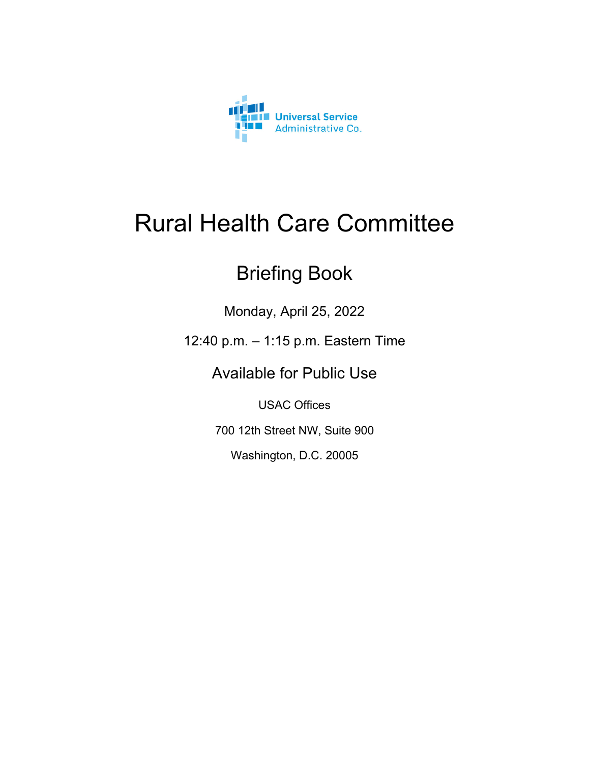Universal Service Administrative Co.

# Rural Health Care Committee

## Briefing Book

Monday, April 25, 2022

12:40 p.m. – 1:15 p.m. Eastern Time

Available for Public Use

USAC Offices

700 12th Street NW, Suite 900

Washington, D.C. 20005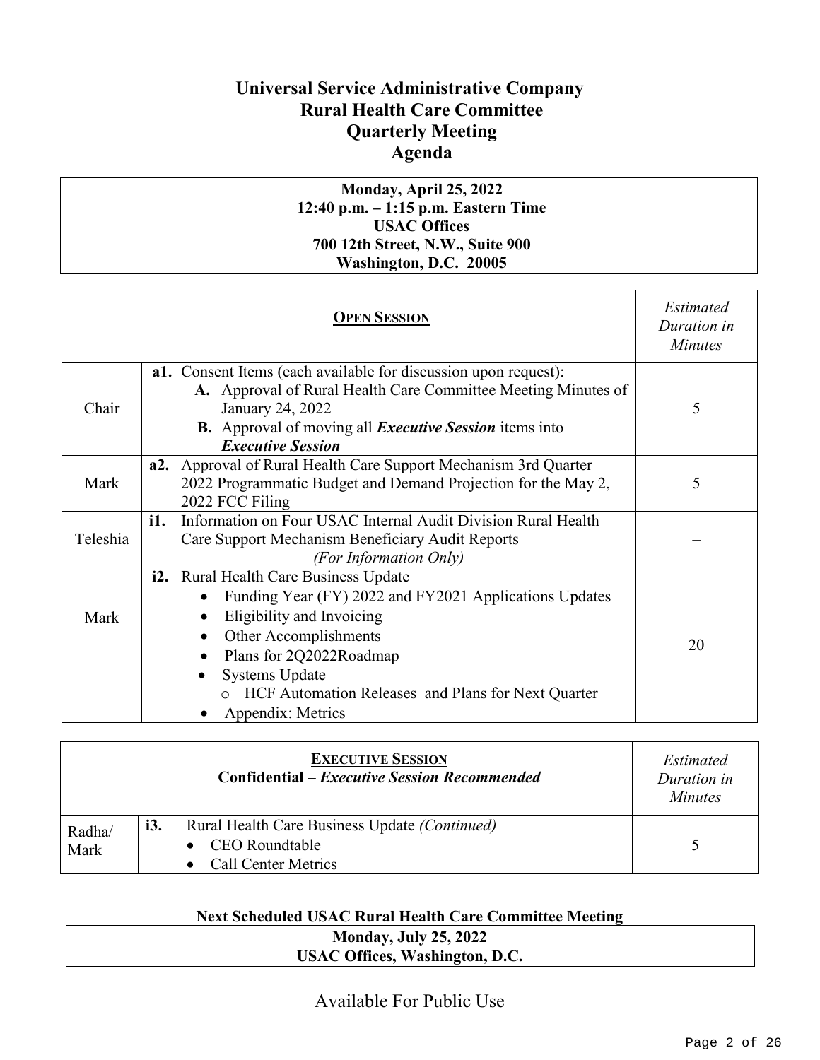# Universal Service Administrative Company
# Rural Health Care Committee
# Quarterly Meeting
# Agenda

**Monday, April 25, 2022**
**12:40 p.m. – 1:15 p.m. Eastern Time**
**USAC Offices**
**700 12th Street, N.W., Suite 900**
**Washington, D.C. 20005**

| | **OPEN SESSION** | *Estimated Duration in Minutes* |
|---|---|---|
| Chair | **a1.** Consent Items (each available for discussion upon request):<br>**A.** Approval of Rural Health Care Committee Meeting Minutes of January 24, 2022<br>**B.** Approval of moving all ***Executive Session*** items into ***Executive Session*** | 5 |
| Mark | **a2.** Approval of Rural Health Care Support Mechanism 3rd Quarter 2022 Programmatic Budget and Demand Projection for the May 2, 2022 FCC Filing | 5 |
| Teleshia | **i1.** Information on Four USAC Internal Audit Division Rural Health Care Support Mechanism Beneficiary Audit Reports *(For Information Only)* | – |
| Mark | **i2.** Rural Health Care Business Update<br>• Funding Year (FY) 2022 and FY2021 Applications Updates<br>• Eligibility and Invoicing<br>• Other Accomplishments<br>• Plans for 2Q2022Roadmap<br>• Systems Update<br>&nbsp;&nbsp;o HCF Automation Releases and Plans for Next Quarter<br>• Appendix: Metrics | 20 |

| | **EXECUTIVE SESSION**<br>**Confidential – *Executive Session Recommended*** | *Estimated Duration in Minutes* |
|---|---|---|
| Radha/ Mark | **i3.** Rural Health Care Business Update *(Continued)*<br>• CEO Roundtable<br>• Call Center Metrics | 5 |

**Next Scheduled USAC Rural Health Care Committee Meeting**

**Monday, July 25, 2022**
**USAC Offices, Washington, D.C.**

Available For Public Use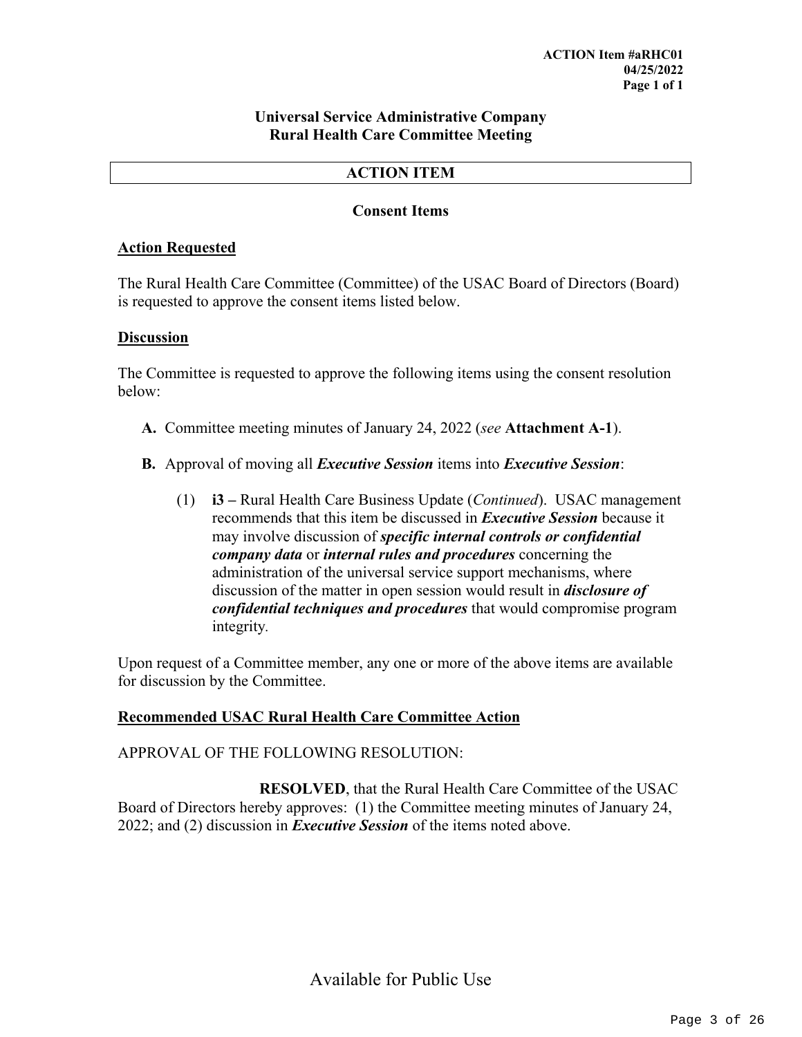**ACTION Item #aRHC01**
**04/25/2022**
**Page 1 of 1**

**Universal Service Administrative Company**
**Rural Health Care Committee Meeting**

## ACTION ITEM

### Consent Items

**Action Requested**

The Rural Health Care Committee (Committee) of the USAC Board of Directors (Board) is requested to approve the consent items listed below.

**Discussion**

The Committee is requested to approve the following items using the consent resolution below:

**A.** Committee meeting minutes of January 24, 2022 (*see* **Attachment A-1**).

**B.** Approval of moving all ***Executive Session*** items into ***Executive Session***:

(1) **i3 –** Rural Health Care Business Update (*Continued*). USAC management recommends that this item be discussed in ***Executive Session*** because it may involve discussion of ***specific internal controls or confidential company data*** or ***internal rules and procedures*** concerning the administration of the universal service support mechanisms, where discussion of the matter in open session would result in ***disclosure of confidential techniques and procedures*** that would compromise program integrity.

Upon request of a Committee member, any one or more of the above items are available for discussion by the Committee.

**Recommended USAC Rural Health Care Committee Action**

APPROVAL OF THE FOLLOWING RESOLUTION:

**RESOLVED**, that the Rural Health Care Committee of the USAC Board of Directors hereby approves: (1) the Committee meeting minutes of January 24, 2022; and (2) discussion in ***Executive Session*** of the items noted above.

Available for Public Use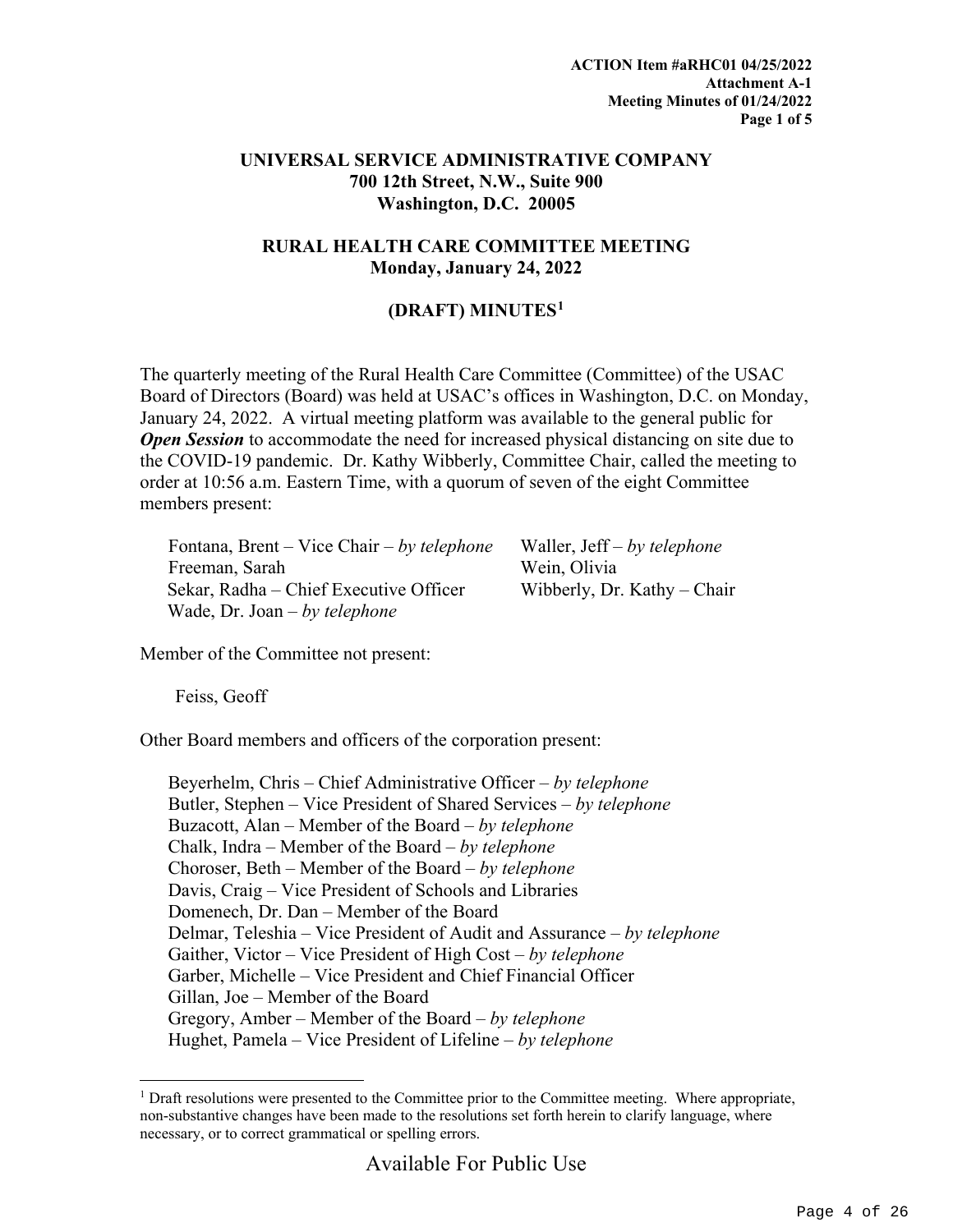**ACTION Item #aRHC01 04/25/2022**
**Attachment A-1**
**Meeting Minutes of 01/24/2022**
**Page 1 of 5**

**UNIVERSAL SERVICE ADMINISTRATIVE COMPANY**
**700 12th Street, N.W., Suite 900**
**Washington, D.C. 20005**

**RURAL HEALTH CARE COMMITTEE MEETING**
**Monday, January 24, 2022**

**(DRAFT) MINUTES[1]**

The quarterly meeting of the Rural Health Care Committee (Committee) of the USAC Board of Directors (Board) was held at USAC's offices in Washington, D.C. on Monday, January 24, 2022. A virtual meeting platform was available to the general public for ***Open Session*** to accommodate the need for increased physical distancing on site due to the COVID-19 pandemic. Dr. Kathy Wibberly, Committee Chair, called the meeting to order at 10:56 a.m. Eastern Time, with a quorum of seven of the eight Committee members present:

Fontana, Brent – Vice Chair – *by telephone*
Freeman, Sarah
Sekar, Radha – Chief Executive Officer
Wade, Dr. Joan – *by telephone*
Waller, Jeff – *by telephone*
Wein, Olivia
Wibberly, Dr. Kathy – Chair

Member of the Committee not present:

Feiss, Geoff

Other Board members and officers of the corporation present:

Beyerhelm, Chris – Chief Administrative Officer – *by telephone*
Butler, Stephen – Vice President of Shared Services – *by telephone*
Buzacott, Alan – Member of the Board – *by telephone*
Chalk, Indra – Member of the Board – *by telephone*
Choroser, Beth – Member of the Board – *by telephone*
Davis, Craig – Vice President of Schools and Libraries
Domenech, Dr. Dan – Member of the Board
Delmar, Teleshia – Vice President of Audit and Assurance – *by telephone*
Gaither, Victor – Vice President of High Cost – *by telephone*
Garber, Michelle – Vice President and Chief Financial Officer
Gillan, Joe – Member of the Board
Gregory, Amber – Member of the Board – *by telephone*
Hughet, Pamela – Vice President of Lifeline – *by telephone*

[1] Draft resolutions were presented to the Committee prior to the Committee meeting. Where appropriate, non-substantive changes have been made to the resolutions set forth herein to clarify language, where necessary, or to correct grammatical or spelling errors.

Available For Public Use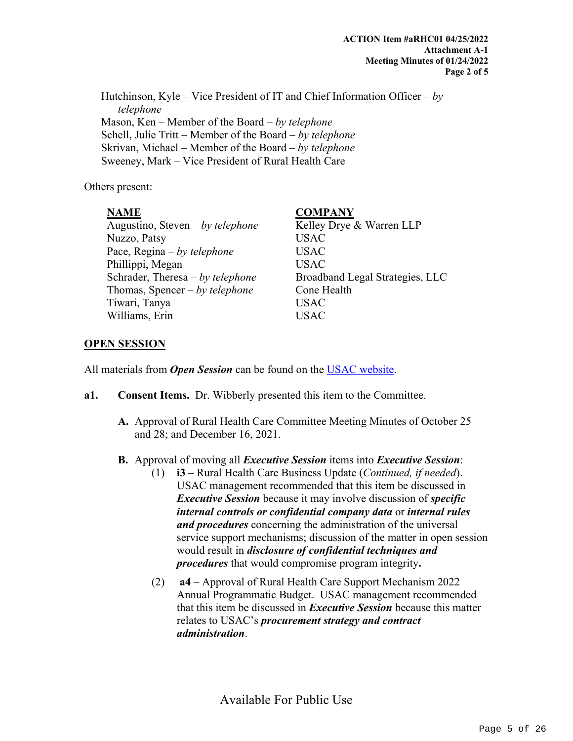Hutchinson, Kyle – Vice President of IT and Chief Information Officer – *by telephone*
Mason, Ken – Member of the Board – *by telephone*
Schell, Julie Tritt – Member of the Board – *by telephone*
Skrivan, Michael – Member of the Board – *by telephone*
Sweeney, Mark – Vice President of Rural Health Care

Others present:

| NAME | COMPANY |
|---|---|
| Augustino, Steven – *by telephone* | Kelley Drye & Warren LLP |
| Nuzzo, Patsy | USAC |
| Pace, Regina – *by telephone* | USAC |
| Phillippi, Megan | USAC |
| Schrader, Theresa – *by telephone* | Broadband Legal Strategies, LLC |
| Thomas, Spencer – *by telephone* | Cone Health |
| Tiwari, Tanya | USAC |
| Williams, Erin | USAC |

## OPEN SESSION

All materials from ***Open Session*** can be found on the [USAC website](USAC website).

**a1.** **Consent Items.** Dr. Wibberly presented this item to the Committee.

**A.** Approval of Rural Health Care Committee Meeting Minutes of October 25 and 28; and December 16, 2021.

**B.** Approval of moving all ***Executive Session*** items into ***Executive Session***:

(1) **i3** – Rural Health Care Business Update (*Continued, if needed*). USAC management recommended that this item be discussed in ***Executive Session*** because it may involve discussion of ***specific internal controls or confidential company data*** or ***internal rules and procedures*** concerning the administration of the universal service support mechanisms; discussion of the matter in open session would result in ***disclosure of confidential techniques and procedures*** that would compromise program integrity**.**

(2) **a4** – Approval of Rural Health Care Support Mechanism 2022 Annual Programmatic Budget. USAC management recommended that this item be discussed in ***Executive Session*** because this matter relates to USAC's ***procurement strategy and contract administration***.

Available For Public Use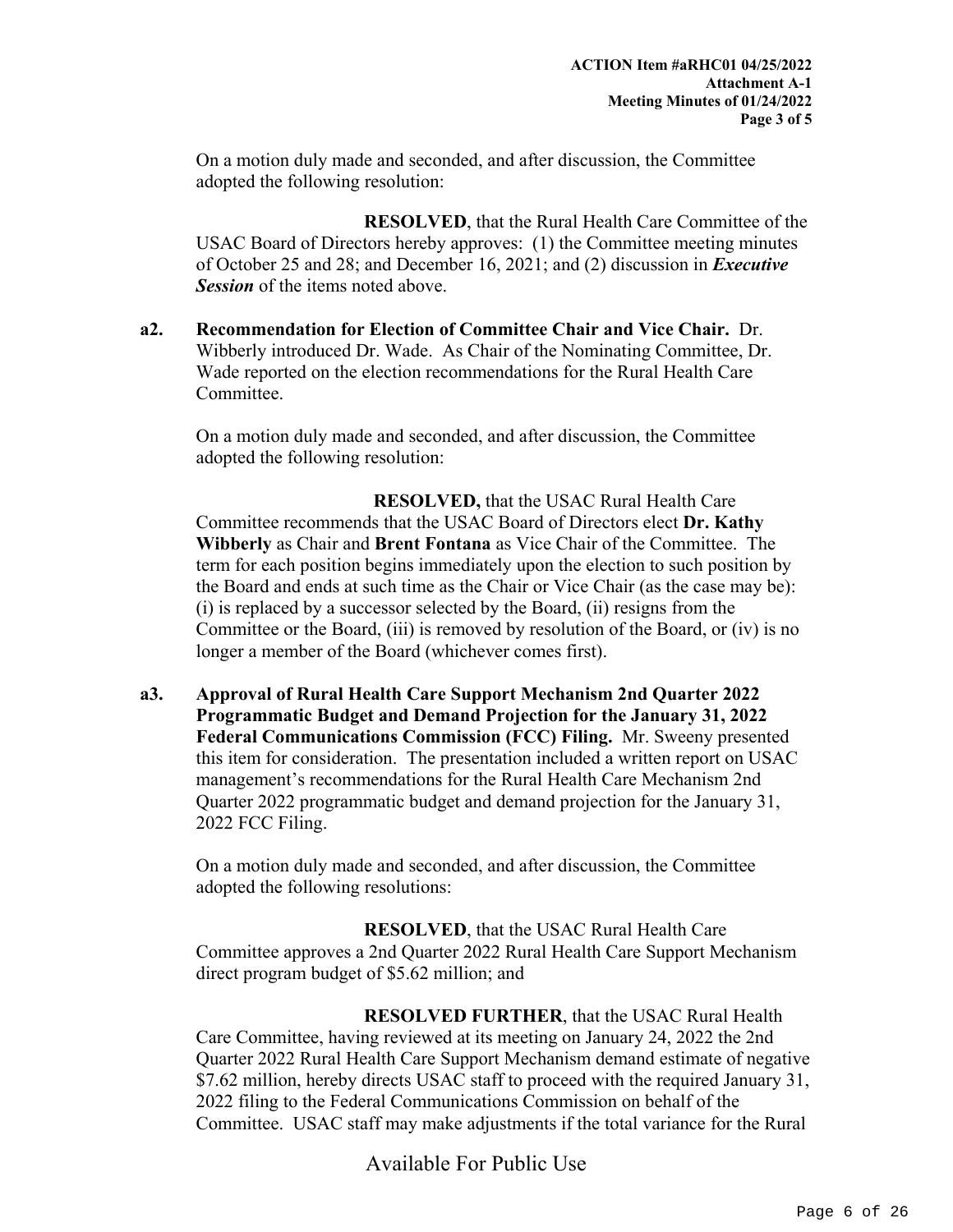On a motion duly made and seconded, and after discussion, the Committee adopted the following resolution:

**RESOLVED**, that the Rural Health Care Committee of the USAC Board of Directors hereby approves: (1) the Committee meeting minutes of October 25 and 28; and December 16, 2021; and (2) discussion in ***Executive Session*** of the items noted above.

**a2. Recommendation for Election of Committee Chair and Vice Chair.** Dr. Wibberly introduced Dr. Wade. As Chair of the Nominating Committee, Dr. Wade reported on the election recommendations for the Rural Health Care Committee.

On a motion duly made and seconded, and after discussion, the Committee adopted the following resolution:

**RESOLVED,** that the USAC Rural Health Care Committee recommends that the USAC Board of Directors elect **Dr. Kathy Wibberly** as Chair and **Brent Fontana** as Vice Chair of the Committee. The term for each position begins immediately upon the election to such position by the Board and ends at such time as the Chair or Vice Chair (as the case may be): (i) is replaced by a successor selected by the Board, (ii) resigns from the Committee or the Board, (iii) is removed by resolution of the Board, or (iv) is no longer a member of the Board (whichever comes first).

**a3. Approval of Rural Health Care Support Mechanism 2nd Quarter 2022 Programmatic Budget and Demand Projection for the January 31, 2022 Federal Communications Commission (FCC) Filing.** Mr. Sweeny presented this item for consideration. The presentation included a written report on USAC management's recommendations for the Rural Health Care Mechanism 2nd Quarter 2022 programmatic budget and demand projection for the January 31, 2022 FCC Filing.

On a motion duly made and seconded, and after discussion, the Committee adopted the following resolutions:

**RESOLVED**, that the USAC Rural Health Care Committee approves a 2nd Quarter 2022 Rural Health Care Support Mechanism direct program budget of $5.62 million; and

**RESOLVED FURTHER**, that the USAC Rural Health Care Committee, having reviewed at its meeting on January 24, 2022 the 2nd Quarter 2022 Rural Health Care Support Mechanism demand estimate of negative $7.62 million, hereby directs USAC staff to proceed with the required January 31, 2022 filing to the Federal Communications Commission on behalf of the Committee. USAC staff may make adjustments if the total variance for the Rural

Available For Public Use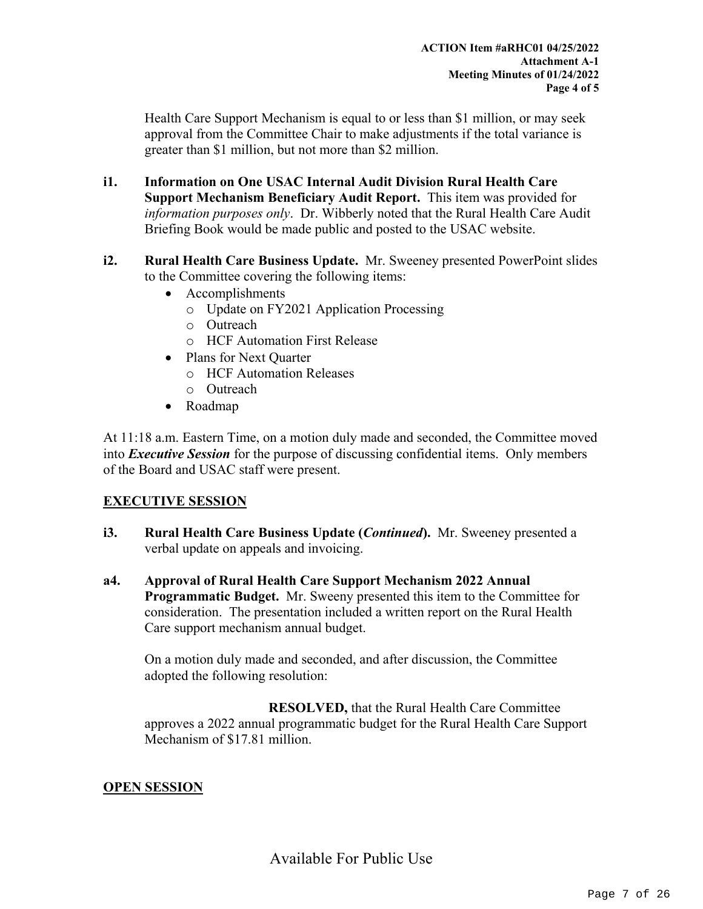Health Care Support Mechanism is equal to or less than $1 million, or may seek approval from the Committee Chair to make adjustments if the total variance is greater than $1 million, but not more than $2 million.

**i1. Information on One USAC Internal Audit Division Rural Health Care Support Mechanism Beneficiary Audit Report.** This item was provided for *information purposes only*. Dr. Wibberly noted that the Rural Health Care Audit Briefing Book would be made public and posted to the USAC website.

**i2. Rural Health Care Business Update.** Mr. Sweeney presented PowerPoint slides to the Committee covering the following items:

- Accomplishments
  - Update on FY2021 Application Processing
  - Outreach
  - HCF Automation First Release
- Plans for Next Quarter
  - HCF Automation Releases
  - Outreach
- Roadmap

At 11:18 a.m. Eastern Time, on a motion duly made and seconded, the Committee moved into ***Executive Session*** for the purpose of discussing confidential items. Only members of the Board and USAC staff were present.

## EXECUTIVE SESSION

**i3. Rural Health Care Business Update (*Continued*).** Mr. Sweeney presented a verbal update on appeals and invoicing.

**a4. Approval of Rural Health Care Support Mechanism 2022 Annual Programmatic Budget.** Mr. Sweeny presented this item to the Committee for consideration. The presentation included a written report on the Rural Health Care support mechanism annual budget.

On a motion duly made and seconded, and after discussion, the Committee adopted the following resolution:

**RESOLVED,** that the Rural Health Care Committee approves a 2022 annual programmatic budget for the Rural Health Care Support Mechanism of $17.81 million.

## OPEN SESSION

Available For Public Use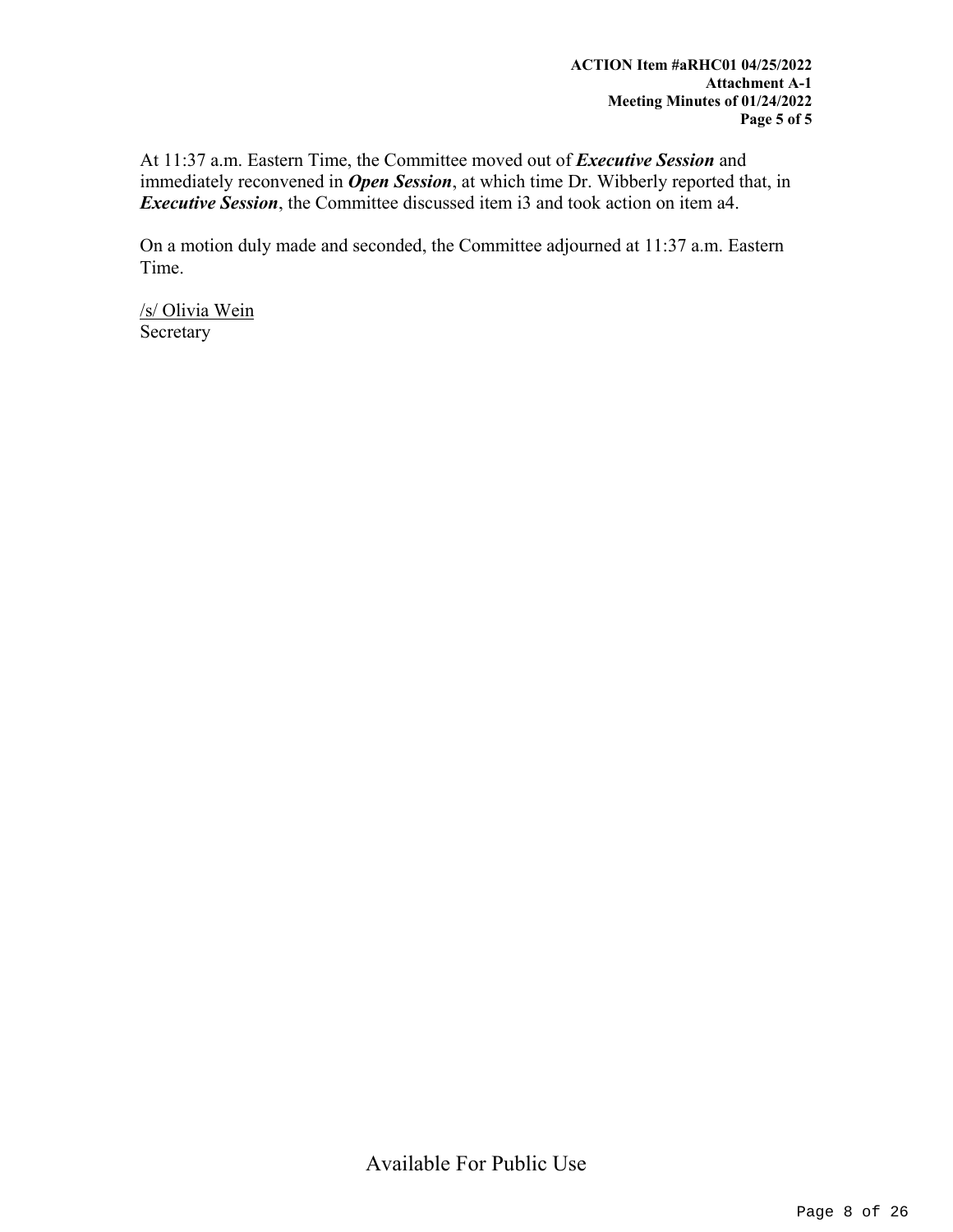At 11:37 a.m. Eastern Time, the Committee moved out of ***Executive Session*** and immediately reconvened in ***Open Session***, at which time Dr. Wibberly reported that, in ***Executive Session***, the Committee discussed item i3 and took action on item a4.

On a motion duly made and seconded, the Committee adjourned at 11:37 a.m. Eastern Time.

/s/ Olivia Wein
Secretary

Available For Public Use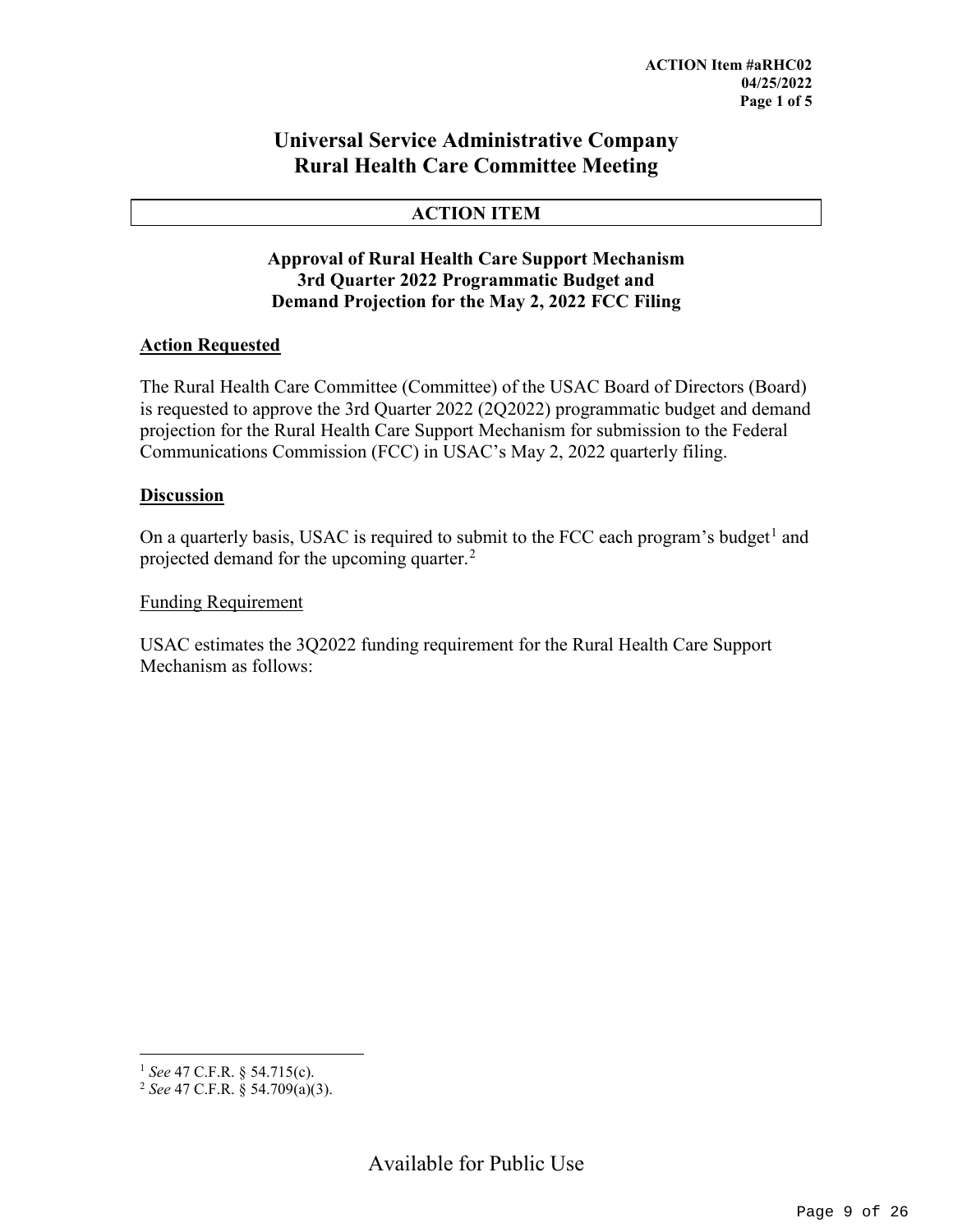**ACTION Item #aRHC02**
**04/25/2022**

# Universal Service Administrative Company
# Rural Health Care Committee Meeting

| ACTION ITEM |
|---|

### Approval of Rural Health Care Support Mechanism 3rd Quarter 2022 Programmatic Budget and Demand Projection for the May 2, 2022 FCC Filing

**Action Requested**

The Rural Health Care Committee (Committee) of the USAC Board of Directors (Board) is requested to approve the 3rd Quarter 2022 (2Q2022) programmatic budget and demand projection for the Rural Health Care Support Mechanism for submission to the Federal Communications Commission (FCC) in USAC's May 2, 2022 quarterly filing.

**Discussion**

On a quarterly basis, USAC is required to submit to the FCC each program's budget[1] and projected demand for the upcoming quarter.[2]

Funding Requirement

USAC estimates the 3Q2022 funding requirement for the Rural Health Care Support Mechanism as follows:

---

[1] *See* 47 C.F.R. § 54.715(c).

[2] *See* 47 C.F.R. § 54.709(a)(3).

Available for Public Use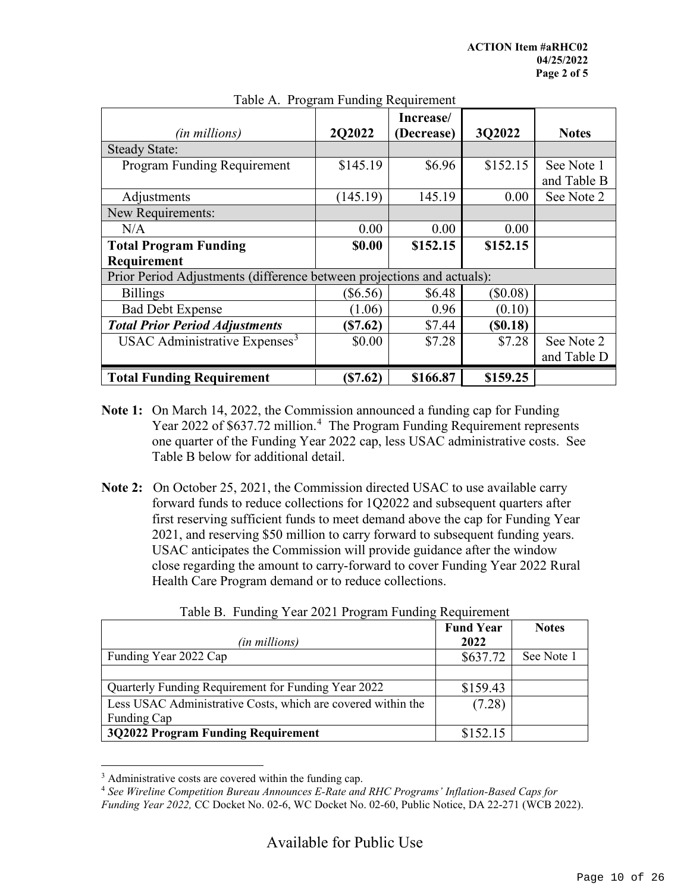Table A. Program Funding Requirement

| *(in millions)* | 2Q2022 | Increase/ (Decrease) | 3Q2022 | Notes |
|---|---|---|---|---|
| Steady State: | | | | |
| Program Funding Requirement | $145.19 | $6.96 | $152.15 | See Note 1 and Table B |
| Adjustments | (145.19) | 145.19 | 0.00 | See Note 2 |
| New Requirements: | | | | |
| N/A | 0.00 | 0.00 | 0.00 | |
| **Total Program Funding Requirement** | **$0.00** | **$152.15** | **$152.15** | |
| Prior Period Adjustments (difference between projections and actuals): | | | | |
| Billings | ($6.56) | $6.48 | ($0.08) | |
| Bad Debt Expense | (1.06) | 0.96 | (0.10) | |
| ***Total Prior Period Adjustments*** | **($7.62)** | $7.44 | **($0.18)** | |
| USAC Administrative Expenses[3] | $0.00 | $7.28 | $7.28 | See Note 2 and Table D |
| **Total Funding Requirement** | **($7.62)** | **$166.87** | **$159.25** | |

**Note 1:** On March 14, 2022, the Commission announced a funding cap for Funding Year 2022 of $637.72 million.[4] The Program Funding Requirement represents one quarter of the Funding Year 2022 cap, less USAC administrative costs. See Table B below for additional detail.

**Note 2:** On October 25, 2021, the Commission directed USAC to use available carry forward funds to reduce collections for 1Q2022 and subsequent quarters after first reserving sufficient funds to meet demand above the cap for Funding Year 2021, and reserving $50 million to carry forward to subsequent funding years. USAC anticipates the Commission will provide guidance after the window close regarding the amount to carry-forward to cover Funding Year 2022 Rural Health Care Program demand or to reduce collections.

Table B. Funding Year 2021 Program Funding Requirement

| *(in millions)* | Fund Year 2022 | Notes |
|---|---|---|
| Funding Year 2022 Cap | $637.72 | See Note 1 |
| | | |
| Quarterly Funding Requirement for Funding Year 2022 | $159.43 | |
| Less USAC Administrative Costs, which are covered within the Funding Cap | (7.28) | |
| **3Q2022 Program Funding Requirement** | $152.15 | |

[3] Administrative costs are covered within the funding cap.

[4] *See Wireline Competition Bureau Announces E-Rate and RHC Programs' Inflation-Based Caps for Funding Year 2022,* CC Docket No. 02-6, WC Docket No. 02-60, Public Notice, DA 22-271 (WCB 2022).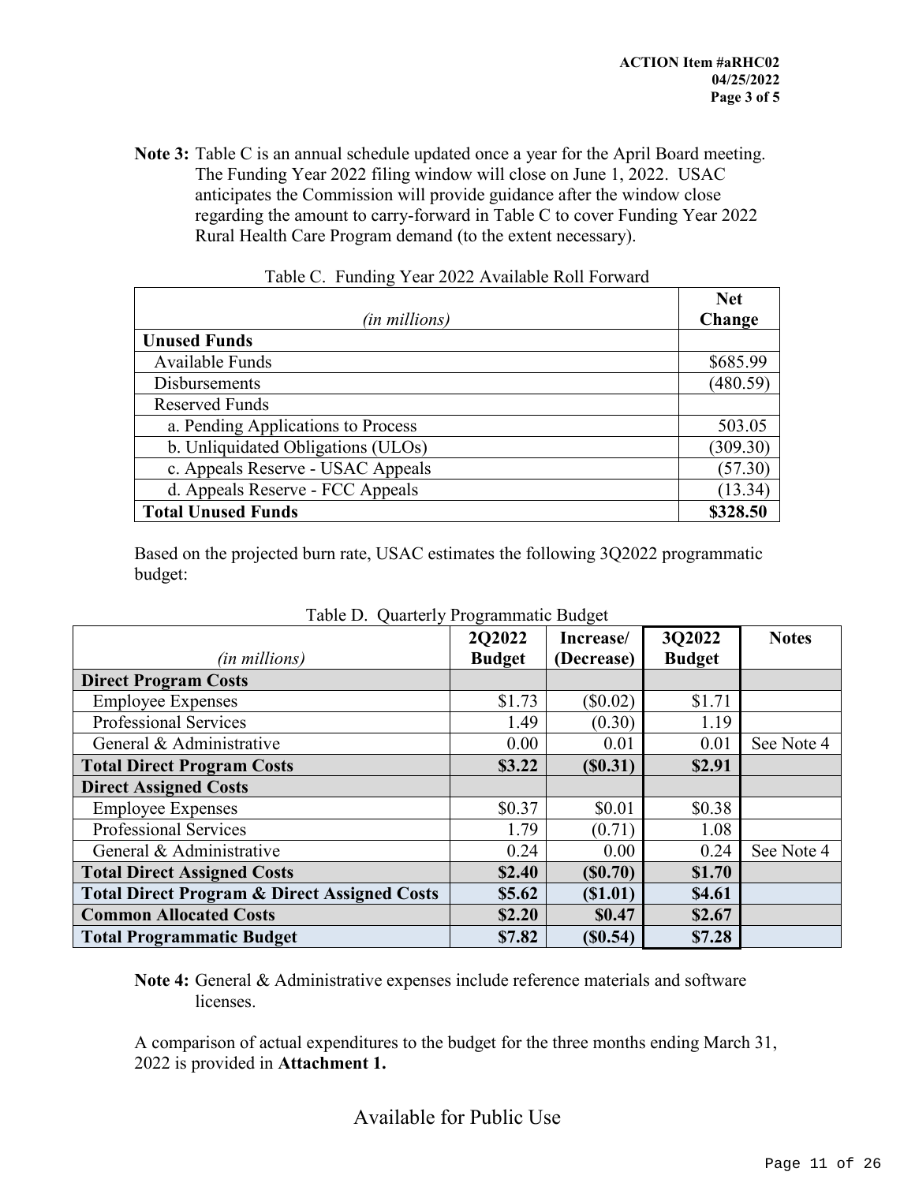**Note 3:** Table C is an annual schedule updated once a year for the April Board meeting. The Funding Year 2022 filing window will close on June 1, 2022. USAC anticipates the Commission will provide guidance after the window close regarding the amount to carry-forward in Table C to cover Funding Year 2022 Rural Health Care Program demand (to the extent necessary).

Table C. Funding Year 2022 Available Roll Forward

| *(in millions)* | Net Change |
|---|---|
| **Unused Funds** | |
| Available Funds | $685.99 |
| Disbursements | (480.59) |
| Reserved Funds | |
| a. Pending Applications to Process | 503.05 |
| b. Unliquidated Obligations (ULOs) | (309.30) |
| c. Appeals Reserve - USAC Appeals | (57.30) |
| d. Appeals Reserve - FCC Appeals | (13.34) |
| **Total Unused Funds** | **$328.50** |

Based on the projected burn rate, USAC estimates the following 3Q2022 programmatic budget:

Table D. Quarterly Programmatic Budget

| *(in millions)* | 2Q2022 Budget | Increase/ (Decrease) | 3Q2022 Budget | Notes |
|---|---|---|---|---|
| **Direct Program Costs** | | | | |
| Employee Expenses | $1.73 | ($0.02) | $1.71 | |
| Professional Services | 1.49 | (0.30) | 1.19 | |
| General & Administrative | 0.00 | 0.01 | 0.01 | See Note 4 |
| **Total Direct Program Costs** | **$3.22** | **($0.31)** | **$2.91** | |
| **Direct Assigned Costs** | | | | |
| Employee Expenses | $0.37 | $0.01 | $0.38 | |
| Professional Services | 1.79 | (0.71) | 1.08 | |
| General & Administrative | 0.24 | 0.00 | 0.24 | See Note 4 |
| **Total Direct Assigned Costs** | **$2.40** | **($0.70)** | **$1.70** | |
| **Total Direct Program & Direct Assigned Costs** | **$5.62** | **($1.01)** | **$4.61** | |
| **Common Allocated Costs** | **$2.20** | **$0.47** | **$2.67** | |
| **Total Programmatic Budget** | **$7.82** | **($0.54)** | **$7.28** | |

**Note 4:** General & Administrative expenses include reference materials and software licenses.

A comparison of actual expenditures to the budget for the three months ending March 31, 2022 is provided in **Attachment 1.**

Available for Public Use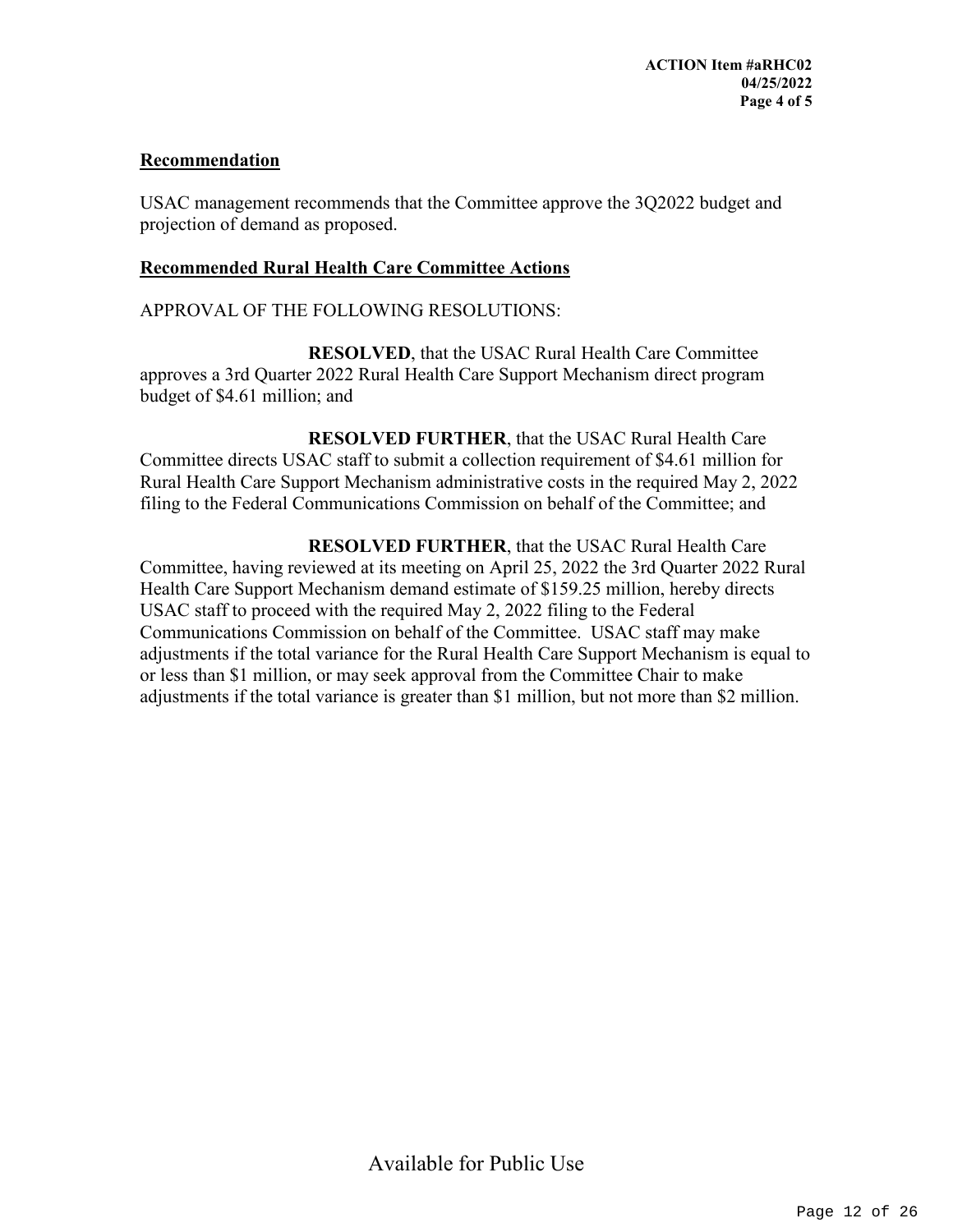**Recommendation**

USAC management recommends that the Committee approve the 3Q2022 budget and projection of demand as proposed.

**Recommended Rural Health Care Committee Actions**

APPROVAL OF THE FOLLOWING RESOLUTIONS:

**RESOLVED**, that the USAC Rural Health Care Committee approves a 3rd Quarter 2022 Rural Health Care Support Mechanism direct program budget of $4.61 million; and

**RESOLVED FURTHER**, that the USAC Rural Health Care Committee directs USAC staff to submit a collection requirement of $4.61 million for Rural Health Care Support Mechanism administrative costs in the required May 2, 2022 filing to the Federal Communications Commission on behalf of the Committee; and

**RESOLVED FURTHER**, that the USAC Rural Health Care Committee, having reviewed at its meeting on April 25, 2022 the 3rd Quarter 2022 Rural Health Care Support Mechanism demand estimate of $159.25 million, hereby directs USAC staff to proceed with the required May 2, 2022 filing to the Federal Communications Commission on behalf of the Committee. USAC staff may make adjustments if the total variance for the Rural Health Care Support Mechanism is equal to or less than $1 million, or may seek approval from the Committee Chair to make adjustments if the total variance is greater than $1 million, but not more than $2 million.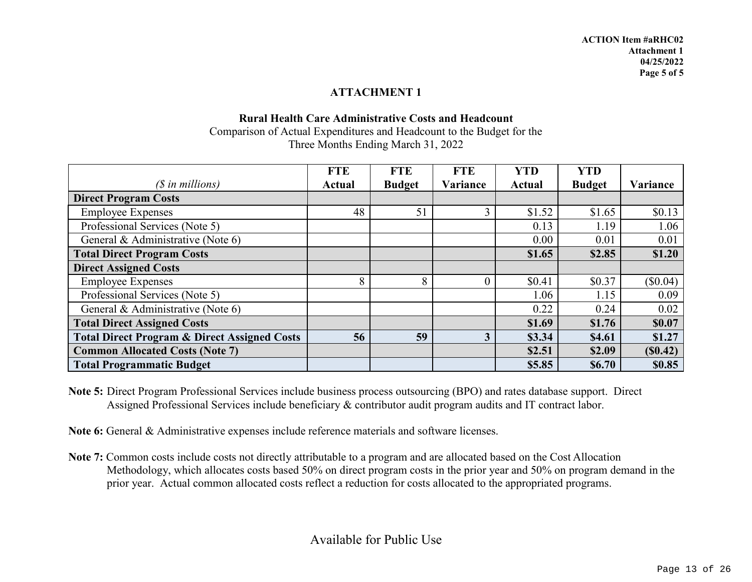ACTION Item #aRHC02
Attachment 1
04/25/2022
Page 5 of 5

## ATTACHMENT 1

### Rural Health Care Administrative Costs and Headcount

Comparison of Actual Expenditures and Headcount to the Budget for the
Three Months Ending March 31, 2022

| *($ in millions)* | FTE Actual | FTE Budget | FTE Variance | YTD Actual | YTD Budget | Variance |
|---|---|---|---|---|---|---|
| **Direct Program Costs** | | | | | | |
| Employee Expenses | 48 | 51 | 3 | $1.52 | $1.65 | $0.13 |
| Professional Services (Note 5) | | | | 0.13 | 1.19 | 1.06 |
| General & Administrative (Note 6) | | | | 0.00 | 0.01 | 0.01 |
| **Total Direct Program Costs** | | | | **$1.65** | **$2.85** | **$1.20** |
| **Direct Assigned Costs** | | | | | | |
| Employee Expenses | 8 | 8 | 0 | $0.41 | $0.37 | ($0.04) |
| Professional Services (Note 5) | | | | 1.06 | 1.15 | 0.09 |
| General & Administrative (Note 6) | | | | 0.22 | 0.24 | 0.02 |
| **Total Direct Assigned Costs** | | | | **$1.69** | **$1.76** | **$0.07** |
| **Total Direct Program & Direct Assigned Costs** | **56** | **59** | **3** | **$3.34** | **$4.61** | **$1.27** |
| **Common Allocated Costs (Note 7)** | | | | **$2.51** | **$2.09** | **($0.42)** |
| **Total Programmatic Budget** | | | | **$5.85** | **$6.70** | **$0.85** |

**Note 5:** Direct Program Professional Services include business process outsourcing (BPO) and rates database support. Direct Assigned Professional Services include beneficiary & contributor audit program audits and IT contract labor.

**Note 6:** General & Administrative expenses include reference materials and software licenses.

**Note 7:** Common costs include costs not directly attributable to a program and are allocated based on the Cost Allocation Methodology, which allocates costs based 50% on direct program costs in the prior year and 50% on program demand in the prior year. Actual common allocated costs reflect a reduction for costs allocated to the appropriated programs.

Available for Public Use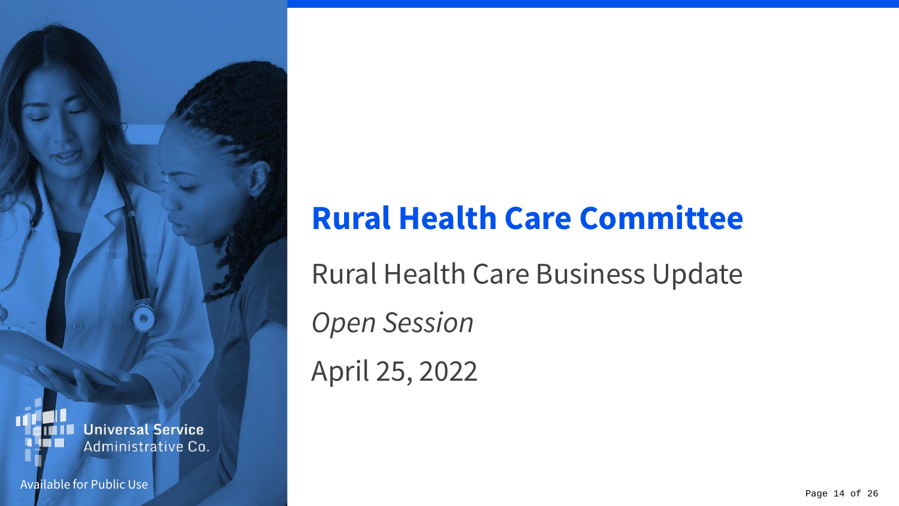# Rural Health Care Committee

Rural Health Care Business Update

*Open Session*

April 25, 2022

Universal Service Administrative Co.

Available for Public Use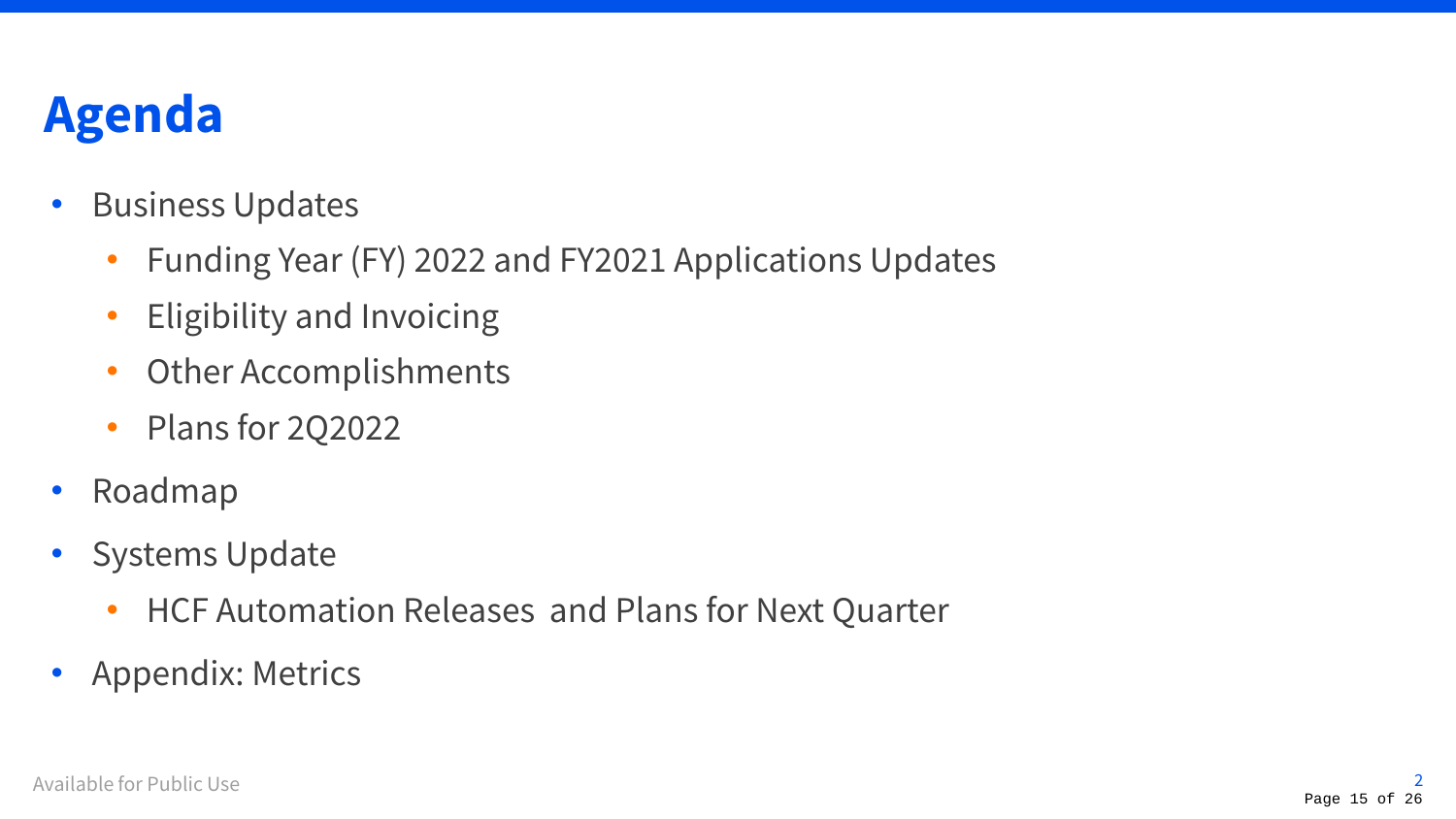# Agenda

- Business Updates
  - Funding Year (FY) 2022 and FY2021 Applications Updates
  - Eligibility and Invoicing
  - Other Accomplishments
  - Plans for 2Q2022
- Roadmap
- Systems Update
  - HCF Automation Releases and Plans for Next Quarter
- Appendix: Metrics

Available for Public Use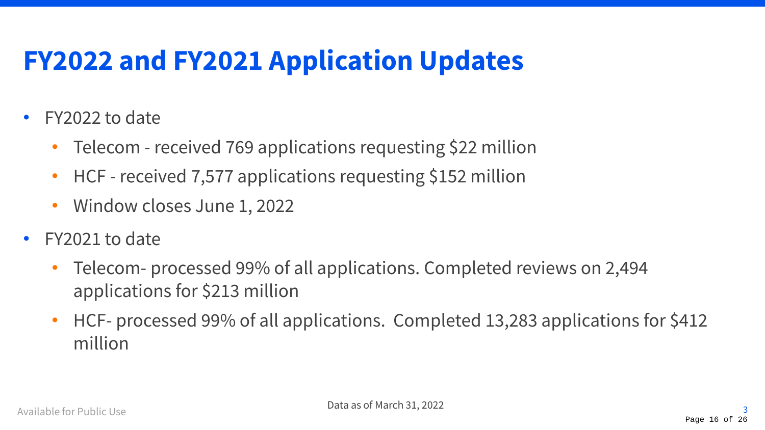# FY2022 and FY2021 Application Updates

- FY2022 to date
  - Telecom - received 769 applications requesting $22 million
  - HCF - received 7,577 applications requesting $152 million
  - Window closes June 1, 2022
- FY2021 to date
  - Telecom- processed 99% of all applications. Completed reviews on 2,494 applications for $213 million
  - HCF- processed 99% of all applications. Completed 13,283 applications for $412 million

Available for Public Use

Data as of March 31, 2022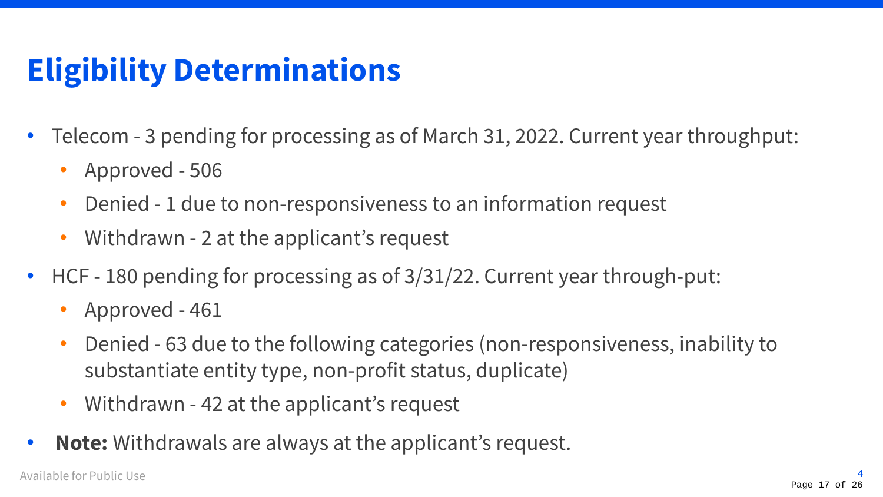# Eligibility Determinations

- Telecom - 3 pending for processing as of March 31, 2022. Current year throughput:
  - Approved - 506
  - Denied - 1 due to non-responsiveness to an information request
  - Withdrawn - 2 at the applicant's request
- HCF - 180 pending for processing as of 3/31/22. Current year through-put:
  - Approved - 461
  - Denied - 63 due to the following categories (non-responsiveness, inability to substantiate entity type, non-profit status, duplicate)
  - Withdrawn - 42 at the applicant's request
- **Note:** Withdrawals are always at the applicant's request.

Available for Public Use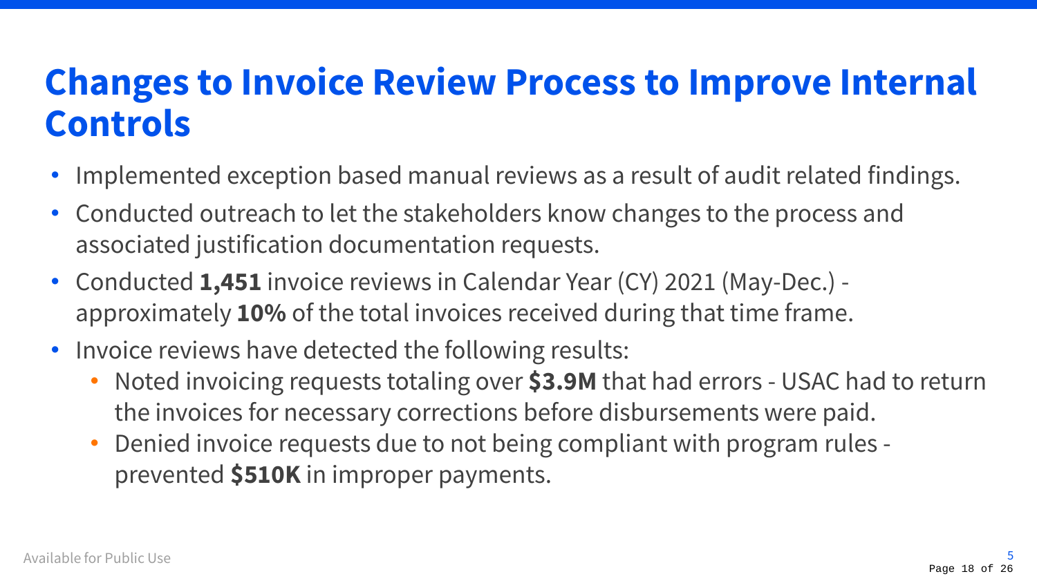# Changes to Invoice Review Process to Improve Internal Controls

- Implemented exception based manual reviews as a result of audit related findings.
- Conducted outreach to let the stakeholders know changes to the process and associated justification documentation requests.
- Conducted **1,451** invoice reviews in Calendar Year (CY) 2021 (May-Dec.) - approximately **10%** of the total invoices received during that time frame.
- Invoice reviews have detected the following results:
  - Noted invoicing requests totaling over **$3.9M** that had errors - USAC had to return the invoices for necessary corrections before disbursements were paid.
  - Denied invoice requests due to not being compliant with program rules - prevented **$510K** in improper payments.

Available for Public Use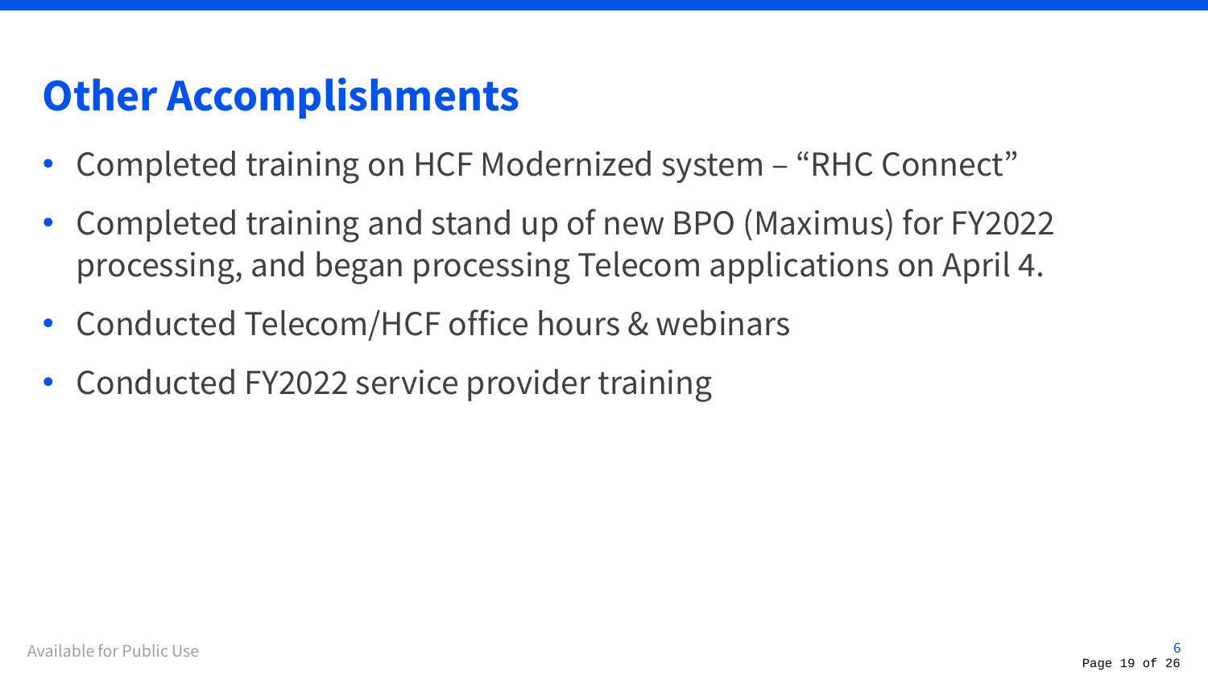# Other Accomplishments

- Completed training on HCF Modernized system – "RHC Connect"
- Completed training and stand up of new BPO (Maximus) for FY2022 processing, and began processing Telecom applications on April 4.
- Conducted Telecom/HCF office hours & webinars
- Conducted FY2022 service provider training

Available for Public Use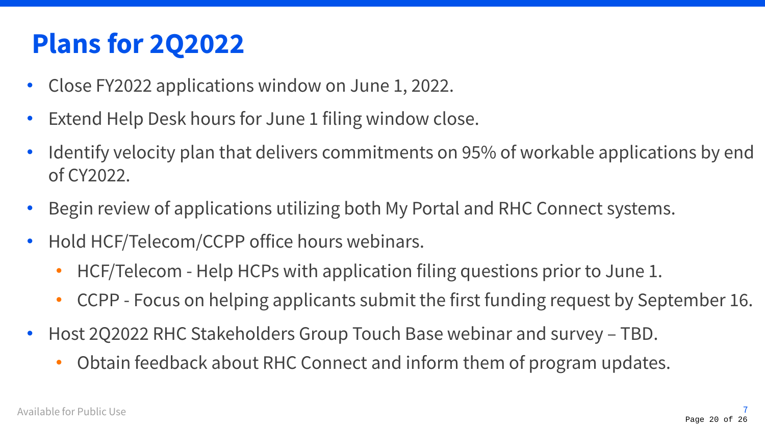# Plans for 2Q2022

- Close FY2022 applications window on June 1, 2022.
- Extend Help Desk hours for June 1 filing window close.
- Identify velocity plan that delivers commitments on 95% of workable applications by end of CY2022.
- Begin review of applications utilizing both My Portal and RHC Connect systems.
- Hold HCF/Telecom/CCPP office hours webinars.
    - HCF/Telecom - Help HCPs with application filing questions prior to June 1.
    - CCPP - Focus on helping applicants submit the first funding request by September 16.
- Host 2Q2022 RHC Stakeholders Group Touch Base webinar and survey – TBD.
    - Obtain feedback about RHC Connect and inform them of program updates.

Available for Public Use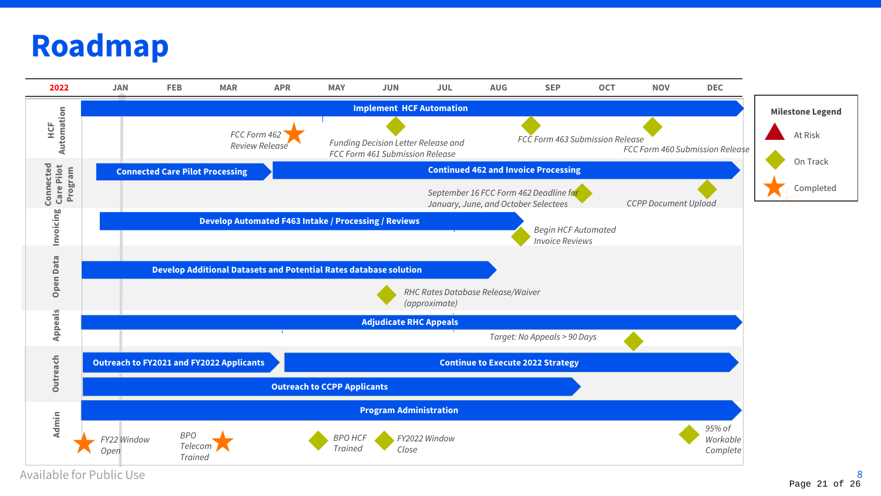# Roadmap

| 2022 | JAN | FEB | MAR | APR | MAY | JUN | JUL | AUG | SEP | OCT | NOV | DEC |
|---|---|---|---|---|---|---|---|---|---|---|---|---|

**HCF Automation**

- **Implement HCF Automation** (Jan – Dec)
- *FCC Form 462 Review Release* (Completed)
- *Funding Decision Letter Release and FCC Form 461 Submission Release* (On Track)
- *FCC Form 463 Submission Release* (On Track)
- *FCC Form 460 Submission Release* (On Track)

**Connected Care Pilot Program**

- **Connected Care Pilot Processing** (Jan – Apr)
- **Continued 462 and Invoice Processing** (Apr – Dec)
- *September 16 FCC Form 462 Deadline for January, June, and October Selectees* (On Track)
- *CCPP Document Upload* (On Track)

**Invoicing**

- **Develop Automated F463 Intake / Processing / Reviews** (Jan – Aug)
- *Begin HCF Automated Invoice Reviews* (On Track)

**Open Data**

- **Develop Additional Datasets and Potential Rates database solution** (Jan – Aug)
- *RHC Rates Database Release/Waiver (approximate)* (On Track)

**Appeals**

- **Adjudicate RHC Appeals** (Jan – Dec)
- *Target: No Appeals > 90 Days* (On Track)

**Outreach**

- **Outreach to FY2021 and FY2022 Applicants** (Jan – Apr)
- **Continue to Execute 2022 Strategy** (Apr – Dec)
- **Outreach to CCPP Applicants** (Jan – Sep)

**Admin**

- **Program Administration** (Jan – Dec)
- *FY22 Window Open* (Completed)
- *BPO Telecom Trained* (Completed)
- *BPO HCF Trained* (On Track)
- *FY2022 Window Close* (On Track)
- *95% of Workable Complete* (On Track)

**Milestone Legend**

- At Risk
- On Track
- Completed

Available for Public Use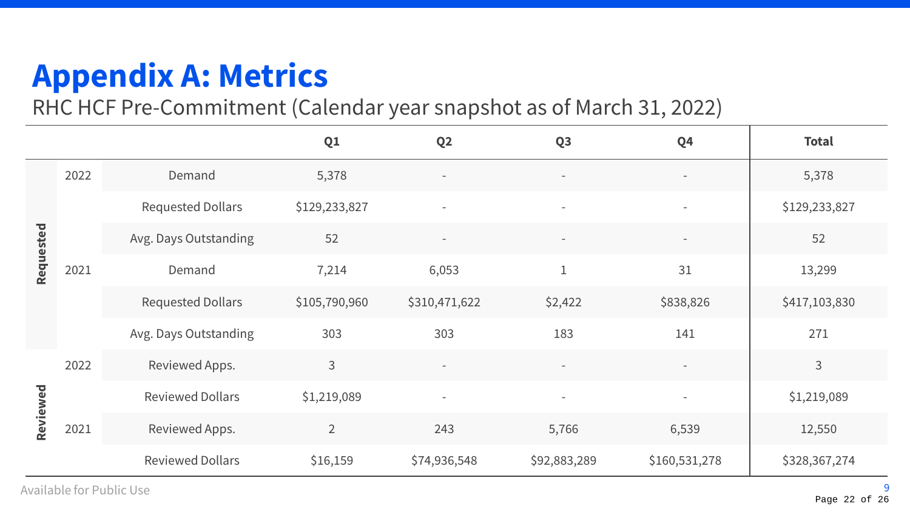# Appendix A: Metrics

RHC HCF Pre-Commitment (Calendar year snapshot as of March 31, 2022)

| | | | Q1 | Q2 | Q3 | Q4 | Total |
|---|---|---|---|---|---|---|---|
| **Requested** | 2022 | Demand | 5,378 | - | - | - | 5,378 |
| | | Requested Dollars | $129,233,827 | - | - | - | $129,233,827 |
| | | Avg. Days Outstanding | 52 | - | - | - | 52 |
| | 2021 | Demand | 7,214 | 6,053 | 1 | 31 | 13,299 |
| | | Requested Dollars | $105,790,960 | $310,471,622 | $2,422 | $838,826 | $417,103,830 |
| | | Avg. Days Outstanding | 303 | 303 | 183 | 141 | 271 |
| **Reviewed** | 2022 | Reviewed Apps. | 3 | - | - | - | 3 |
| | | Reviewed Dollars | $1,219,089 | - | - | - | $1,219,089 |
| | 2021 | Reviewed Apps. | 2 | 243 | 5,766 | 6,539 | 12,550 |
| | | Reviewed Dollars | $16,159 | $74,936,548 | $92,883,289 | $160,531,278 | $328,367,274 |

Available for Public Use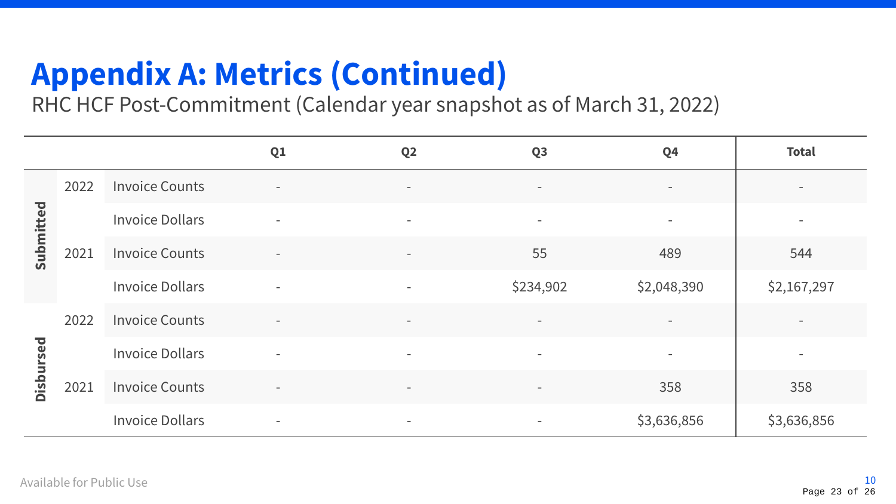# Appendix A: Metrics (Continued)

RHC HCF Post-Commitment (Calendar year snapshot as of March 31, 2022)

| | | | Q1 | Q2 | Q3 | Q4 | Total |
|---|---|---|---|---|---|---|---|
| **Submitted** | 2022 | Invoice Counts | - | - | - | - | - |
| | | Invoice Dollars | - | - | - | - | - |
| | 2021 | Invoice Counts | - | - | 55 | 489 | 544 |
| | | Invoice Dollars | - | - | $234,902 | $2,048,390 | $2,167,297 |
| **Disbursed** | 2022 | Invoice Counts | - | - | - | - | - |
| | | Invoice Dollars | - | - | - | - | - |
| | 2021 | Invoice Counts | - | - | - | 358 | 358 |
| | | Invoice Dollars | - | - | - | $3,636,856 | $3,636,856 |

Available for Public Use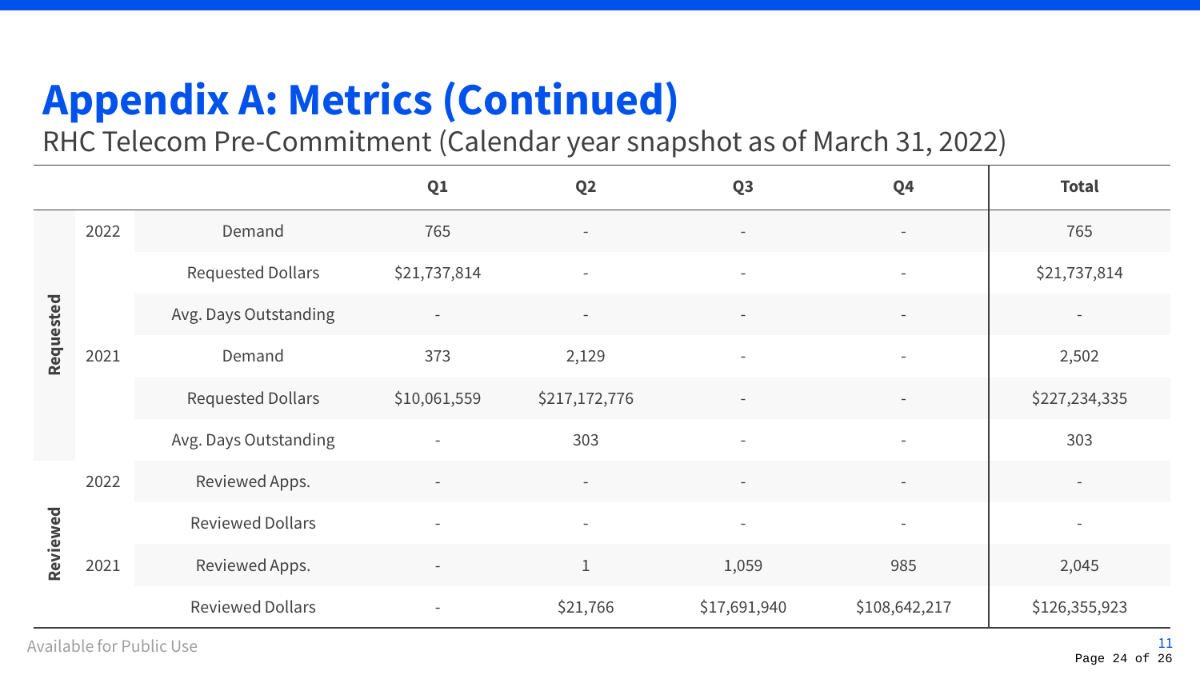# Appendix A: Metrics (Continued)

RHC Telecom Pre-Commitment (Calendar year snapshot as of March 31, 2022)

| | | | Q1 | Q2 | Q3 | Q4 | Total |
|---|---|---|---|---|---|---|---|
| Requested | 2022 | Demand | 765 | - | - | - | 765 |
| | | Requested Dollars | $21,737,814 | - | - | - | $21,737,814 |
| | | Avg. Days Outstanding | - | - | - | - | - |
| | 2021 | Demand | 373 | 2,129 | - | - | 2,502 |
| | | Requested Dollars | $10,061,559 | $217,172,776 | - | - | $227,234,335 |
| | | Avg. Days Outstanding | - | 303 | - | - | 303 |
| Reviewed | 2022 | Reviewed Apps. | - | - | - | - | - |
| | | Reviewed Dollars | - | - | - | - | - |
| | 2021 | Reviewed Apps. | - | 1 | 1,059 | 985 | 2,045 |
| | | Reviewed Dollars | - | $21,766 | $17,691,940 | $108,642,217 | $126,355,923 |

Available for Public Use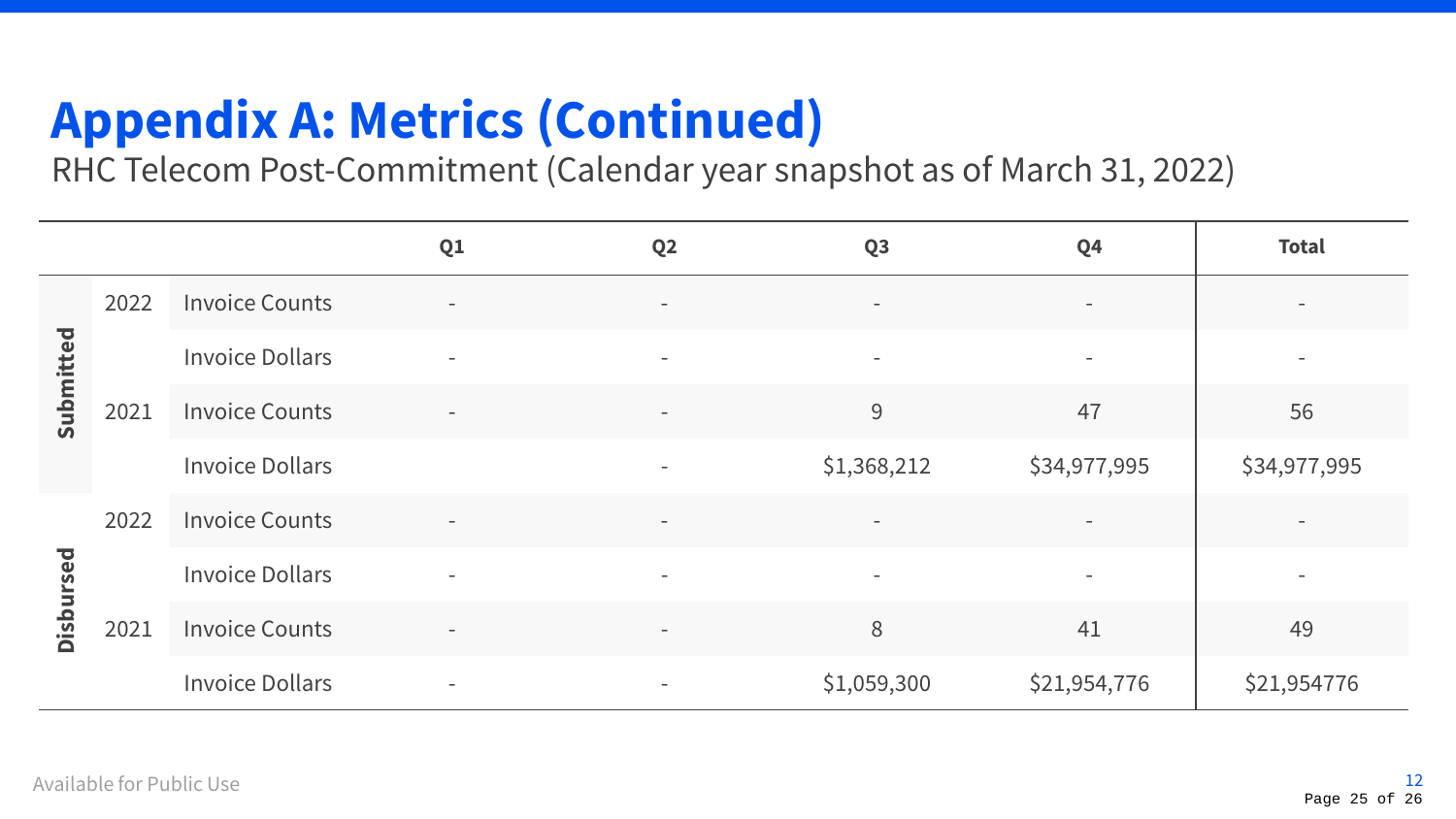# Appendix A: Metrics (Continued)

RHC Telecom Post-Commitment (Calendar year snapshot as of March 31, 2022)

| | | | Q1 | Q2 | Q3 | Q4 | Total |
|---|---|---|---|---|---|---|---|
| Submitted | 2022 | Invoice Counts | - | - | - | - | - |
| | | Invoice Dollars | - | - | - | - | - |
| | 2021 | Invoice Counts | - | - | 9 | 47 | 56 |
| | | Invoice Dollars | | - | $1,368,212 | $34,977,995 | $34,977,995 |
| Disbursed | 2022 | Invoice Counts | - | - | - | - | - |
| | | Invoice Dollars | - | - | - | - | - |
| | 2021 | Invoice Counts | - | - | 8 | 41 | 49 |
| | | Invoice Dollars | - | - | $1,059,300 | $21,954,776 | $21,954776 |

Available for Public Use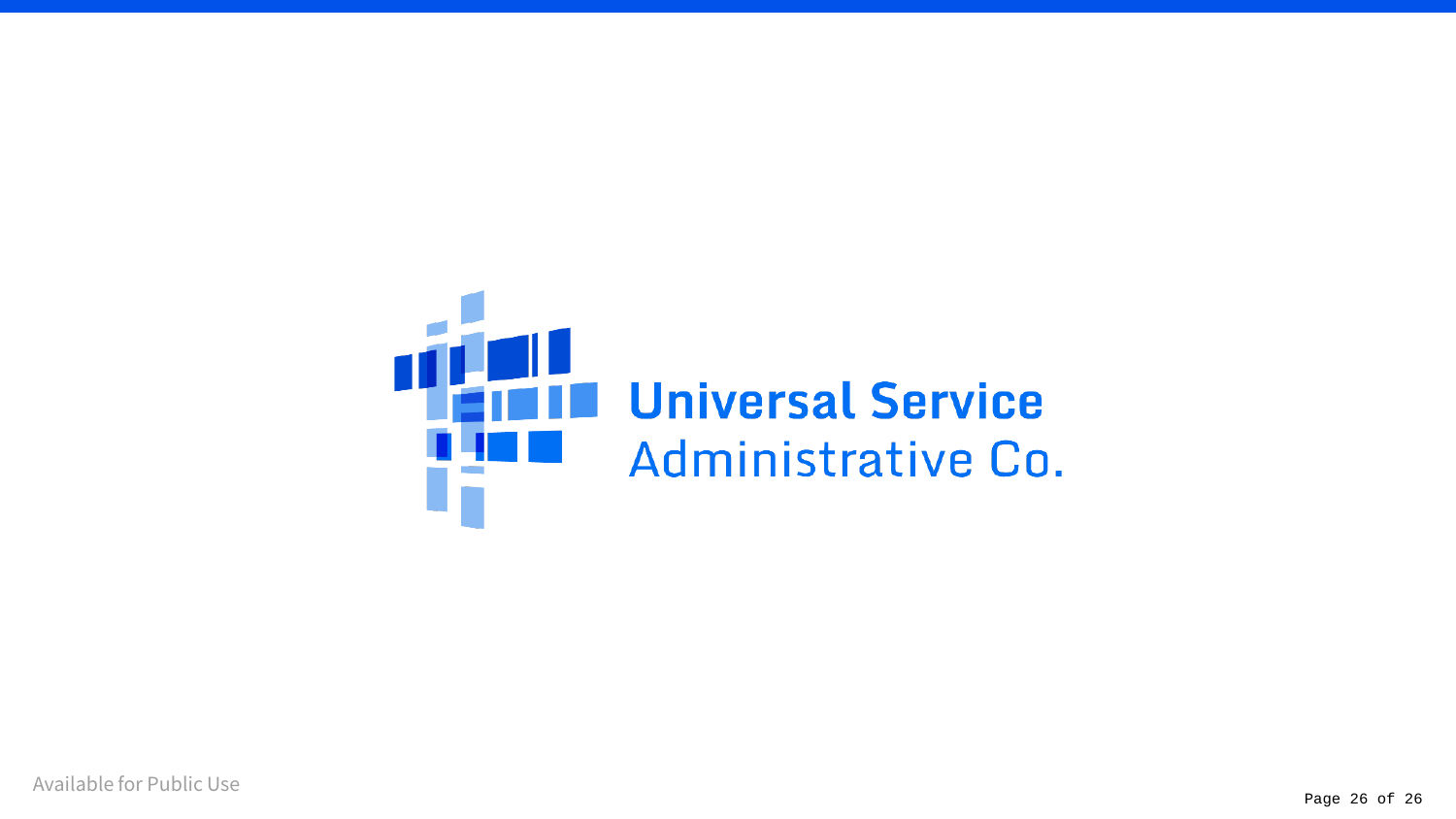Universal Service
Administrative Co.

Available for Public Use